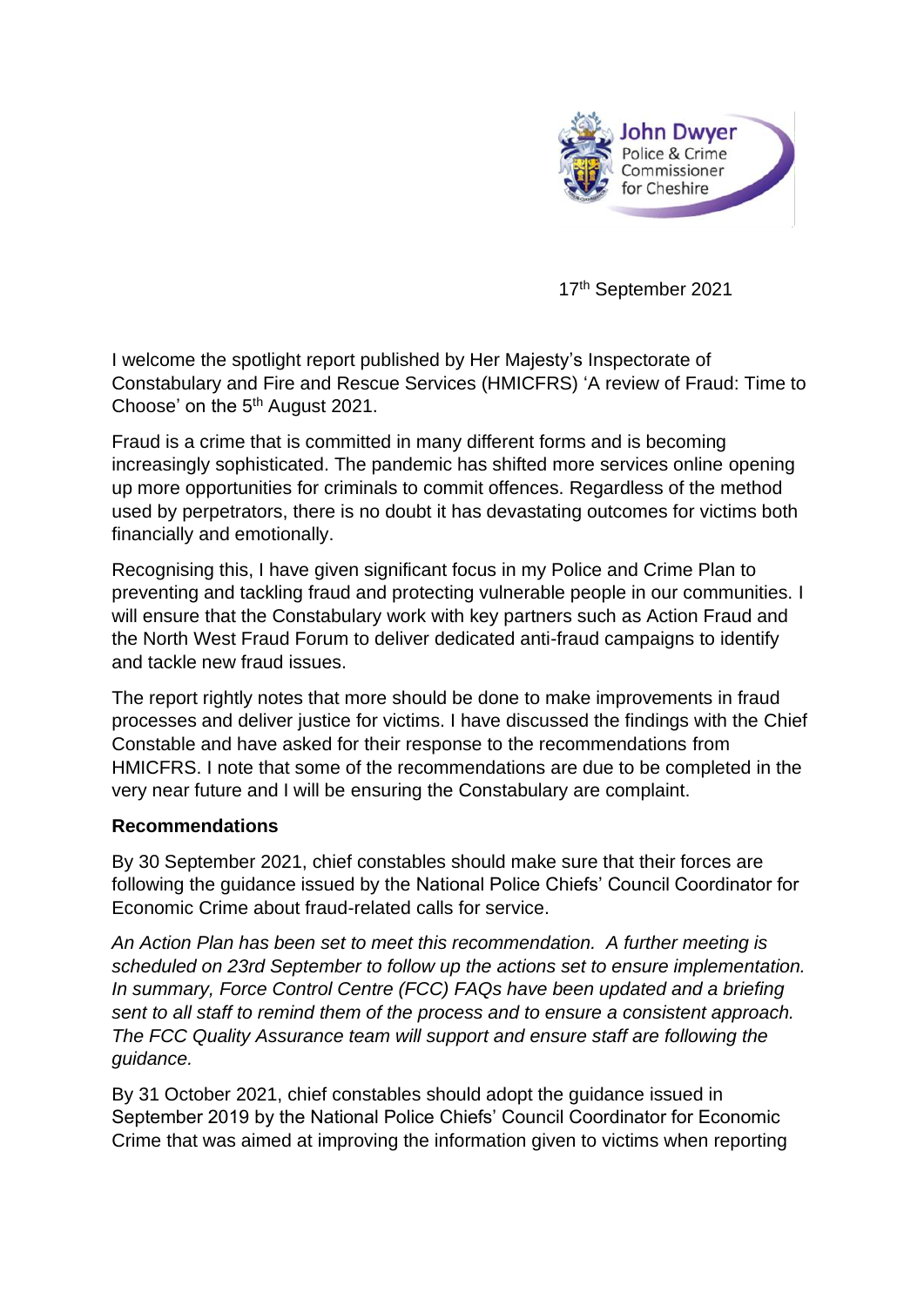John Dwyer
Police & Crime Commissioner for Cheshire

17th September 2021

I welcome the spotlight report published by Her Majesty's Inspectorate of Constabulary and Fire and Rescue Services (HMICFRS) 'A review of Fraud: Time to Choose' on the 5th August 2021.

Fraud is a crime that is committed in many different forms and is becoming increasingly sophisticated. The pandemic has shifted more services online opening up more opportunities for criminals to commit offences. Regardless of the method used by perpetrators, there is no doubt it has devastating outcomes for victims both financially and emotionally.

Recognising this, I have given significant focus in my Police and Crime Plan to preventing and tackling fraud and protecting vulnerable people in our communities. I will ensure that the Constabulary work with key partners such as Action Fraud and the North West Fraud Forum to deliver dedicated anti-fraud campaigns to identify and tackle new fraud issues.

The report rightly notes that more should be done to make improvements in fraud processes and deliver justice for victims. I have discussed the findings with the Chief Constable and have asked for their response to the recommendations from HMICFRS. I note that some of the recommendations are due to be completed in the very near future and I will be ensuring the Constabulary are complaint.

**Recommendations**

By 30 September 2021, chief constables should make sure that their forces are following the guidance issued by the National Police Chiefs' Council Coordinator for Economic Crime about fraud-related calls for service.

*An Action Plan has been set to meet this recommendation. A further meeting is scheduled on 23rd September to follow up the actions set to ensure implementation. In summary, Force Control Centre (FCC) FAQs have been updated and a briefing sent to all staff to remind them of the process and to ensure a consistent approach. The FCC Quality Assurance team will support and ensure staff are following the guidance.*

By 31 October 2021, chief constables should adopt the guidance issued in September 2019 by the National Police Chiefs' Council Coordinator for Economic Crime that was aimed at improving the information given to victims when reporting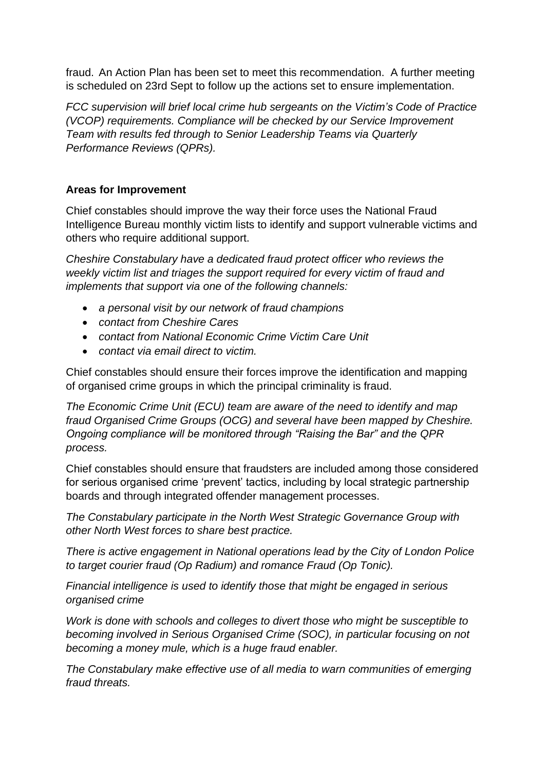fraud. An Action Plan has been set to meet this recommendation. A further meeting is scheduled on 23rd Sept to follow up the actions set to ensure implementation.

*FCC supervision will brief local crime hub sergeants on the Victim's Code of Practice (VCOP) requirements. Compliance will be checked by our Service Improvement Team with results fed through to Senior Leadership Teams via Quarterly Performance Reviews (QPRs).*

**Areas for Improvement**

Chief constables should improve the way their force uses the National Fraud Intelligence Bureau monthly victim lists to identify and support vulnerable victims and others who require additional support.

*Cheshire Constabulary have a dedicated fraud protect officer who reviews the weekly victim list and triages the support required for every victim of fraud and implements that support via one of the following channels:*

- *a personal visit by our network of fraud champions*
- *contact from Cheshire Cares*
- *contact from National Economic Crime Victim Care Unit*
- *contact via email direct to victim.*

Chief constables should ensure their forces improve the identification and mapping of organised crime groups in which the principal criminality is fraud.

*The Economic Crime Unit (ECU) team are aware of the need to identify and map fraud Organised Crime Groups (OCG) and several have been mapped by Cheshire. Ongoing compliance will be monitored through "Raising the Bar" and the QPR process.*

Chief constables should ensure that fraudsters are included among those considered for serious organised crime 'prevent' tactics, including by local strategic partnership boards and through integrated offender management processes.

*The Constabulary participate in the North West Strategic Governance Group with other North West forces to share best practice.*

*There is active engagement in National operations lead by the City of London Police to target courier fraud (Op Radium) and romance Fraud (Op Tonic).*

*Financial intelligence is used to identify those that might be engaged in serious organised crime*

*Work is done with schools and colleges to divert those who might be susceptible to becoming involved in Serious Organised Crime (SOC), in particular focusing on not becoming a money mule, which is a huge fraud enabler.*

*The Constabulary make effective use of all media to warn communities of emerging fraud threats.*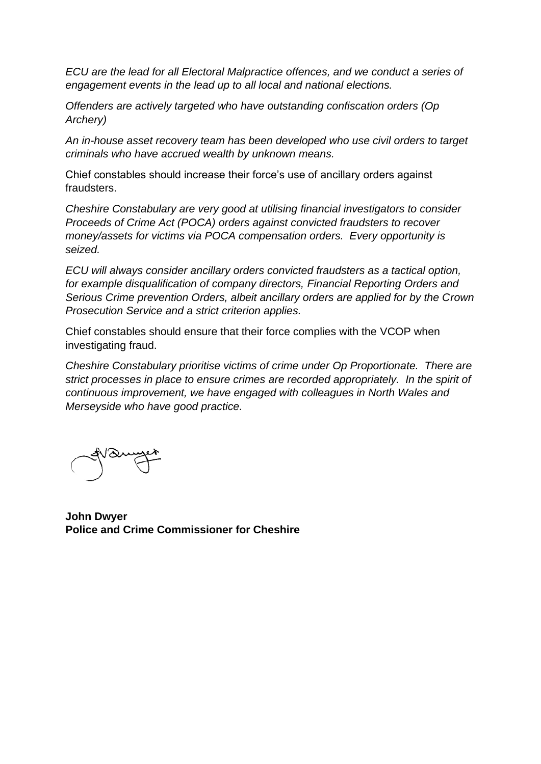*ECU are the lead for all Electoral Malpractice offences, and we conduct a series of engagement events in the lead up to all local and national elections.*

*Offenders are actively targeted who have outstanding confiscation orders (Op Archery)*

*An in-house asset recovery team has been developed who use civil orders to target criminals who have accrued wealth by unknown means.*

Chief constables should increase their force's use of ancillary orders against fraudsters.

*Cheshire Constabulary are very good at utilising financial investigators to consider Proceeds of Crime Act (POCA) orders against convicted fraudsters to recover money/assets for victims via POCA compensation orders. Every opportunity is seized.*

*ECU will always consider ancillary orders convicted fraudsters as a tactical option, for example disqualification of company directors, Financial Reporting Orders and Serious Crime prevention Orders, albeit ancillary orders are applied for by the Crown Prosecution Service and a strict criterion applies.*

Chief constables should ensure that their force complies with the VCOP when investigating fraud.

*Cheshire Constabulary prioritise victims of crime under Op Proportionate. There are strict processes in place to ensure crimes are recorded appropriately. In the spirit of continuous improvement, we have engaged with colleagues in North Wales and Merseyside who have good practice.*

**John Dwyer**
**Police and Crime Commissioner for Cheshire**